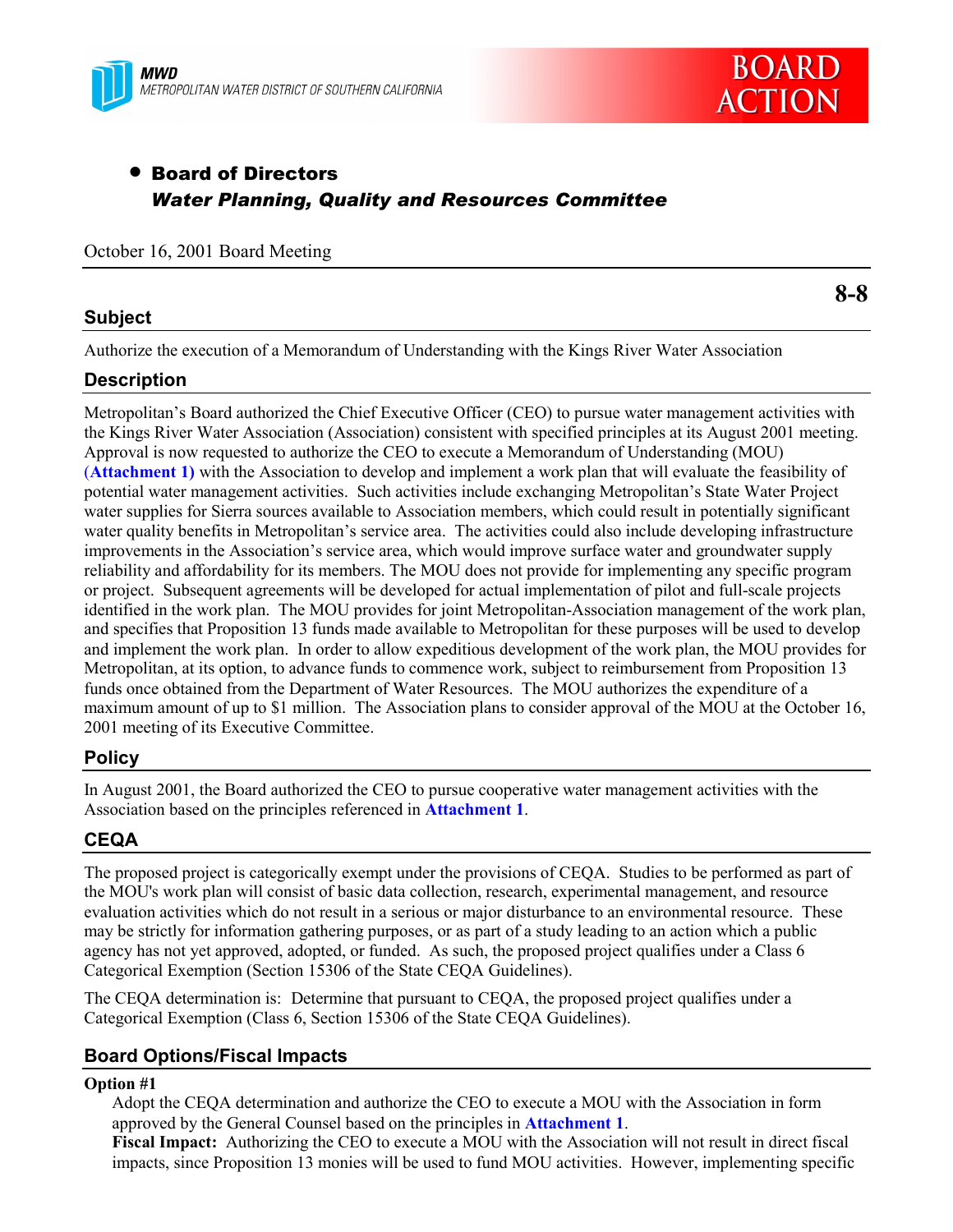MWD
METROPOLITAN WATER DISTRICT OF SOUTHERN CALIFORNIA

BOARD ACTION

- **Board of Directors**
  ***Water Planning, Quality and Resources Committee***

October 16, 2001 Board Meeting

**8-8**

## Subject

Authorize the execution of a Memorandum of Understanding with the Kings River Water Association

## Description

Metropolitan's Board authorized the Chief Executive Officer (CEO) to pursue water management activities with the Kings River Water Association (Association) consistent with specified principles at its August 2001 meeting. Approval is now requested to authorize the CEO to execute a Memorandum of Understanding (MOU) (**Attachment 1)** with the Association to develop and implement a work plan that will evaluate the feasibility of potential water management activities. Such activities include exchanging Metropolitan's State Water Project water supplies for Sierra sources available to Association members, which could result in potentially significant water quality benefits in Metropolitan's service area. The activities could also include developing infrastructure improvements in the Association's service area, which would improve surface water and groundwater supply reliability and affordability for its members. The MOU does not provide for implementing any specific program or project. Subsequent agreements will be developed for actual implementation of pilot and full-scale projects identified in the work plan. The MOU provides for joint Metropolitan-Association management of the work plan, and specifies that Proposition 13 funds made available to Metropolitan for these purposes will be used to develop and implement the work plan. In order to allow expeditious development of the work plan, the MOU provides for Metropolitan, at its option, to advance funds to commence work, subject to reimbursement from Proposition 13 funds once obtained from the Department of Water Resources. The MOU authorizes the expenditure of a maximum amount of up to $1 million. The Association plans to consider approval of the MOU at the October 16, 2001 meeting of its Executive Committee.

## Policy

In August 2001, the Board authorized the CEO to pursue cooperative water management activities with the Association based on the principles referenced in **Attachment 1**.

## CEQA

The proposed project is categorically exempt under the provisions of CEQA. Studies to be performed as part of the MOU's work plan will consist of basic data collection, research, experimental management, and resource evaluation activities which do not result in a serious or major disturbance to an environmental resource. These may be strictly for information gathering purposes, or as part of a study leading to an action which a public agency has not yet approved, adopted, or funded. As such, the proposed project qualifies under a Class 6 Categorical Exemption (Section 15306 of the State CEQA Guidelines).

The CEQA determination is: Determine that pursuant to CEQA, the proposed project qualifies under a Categorical Exemption (Class 6, Section 15306 of the State CEQA Guidelines).

## Board Options/Fiscal Impacts

**Option #1**

Adopt the CEQA determination and authorize the CEO to execute a MOU with the Association in form approved by the General Counsel based on the principles in **Attachment 1**.

**Fiscal Impact:** Authorizing the CEO to execute a MOU with the Association will not result in direct fiscal impacts, since Proposition 13 monies will be used to fund MOU activities. However, implementing specific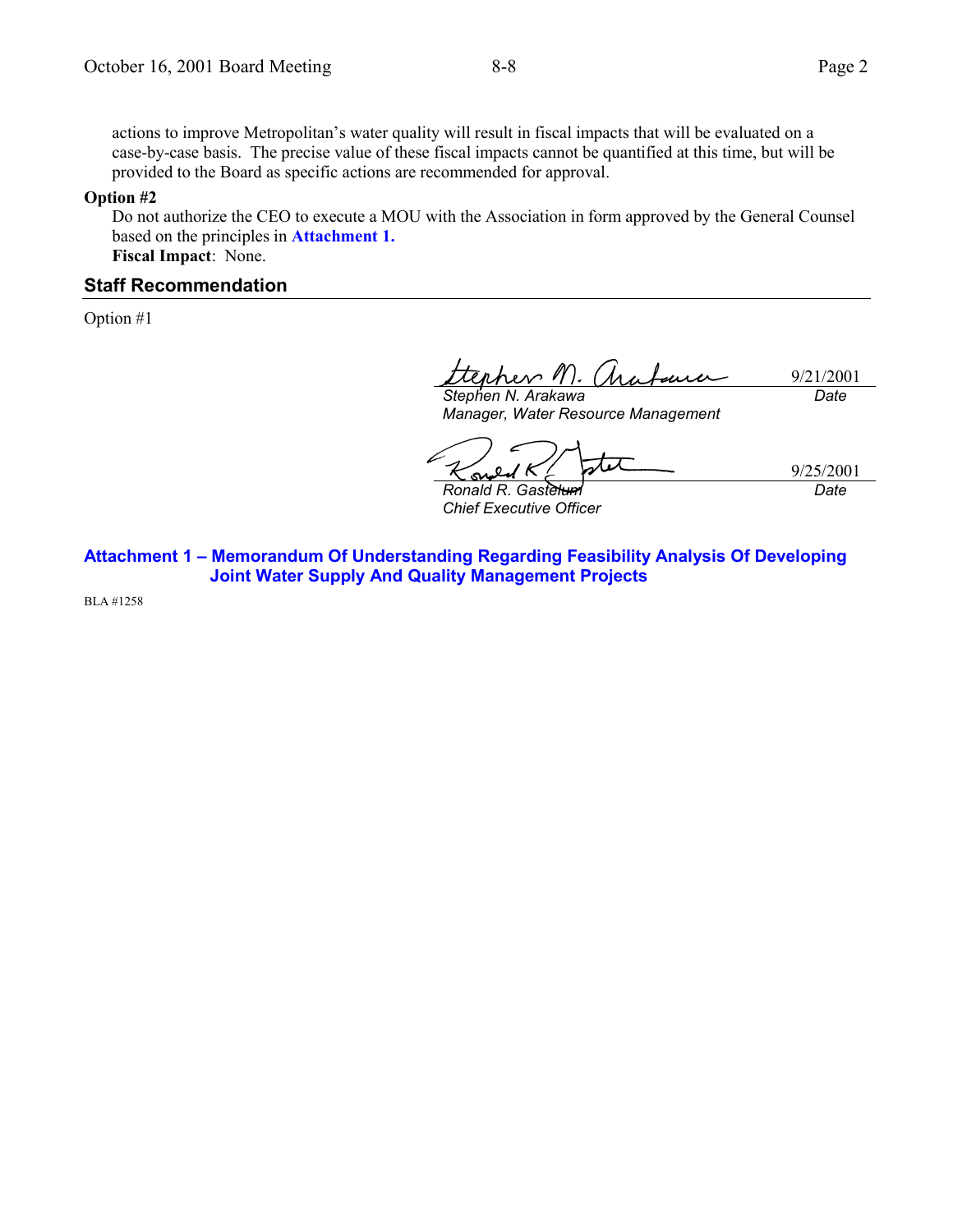actions to improve Metropolitan's water quality will result in fiscal impacts that will be evaluated on a case-by-case basis. The precise value of these fiscal impacts cannot be quantified at this time, but will be provided to the Board as specific actions are recommended for approval.

**Option #2**

Do not authorize the CEO to execute a MOU with the Association in form approved by the General Counsel based on the principles in **Attachment 1.**

**Fiscal Impact**: None.

## Staff Recommendation

Option #1

| | |
|---|---|
| *Stephen N. Arakawa* | 9/21/2001 |
| *Manager, Water Resource Management* | *Date* |

| | |
|---|---|
| *Ronald R. Gastelum* | 9/25/2001 |
| *Chief Executive Officer* | *Date* |

**Attachment 1 – Memorandum Of Understanding Regarding Feasibility Analysis Of Developing Joint Water Supply And Quality Management Projects**

BLA #1258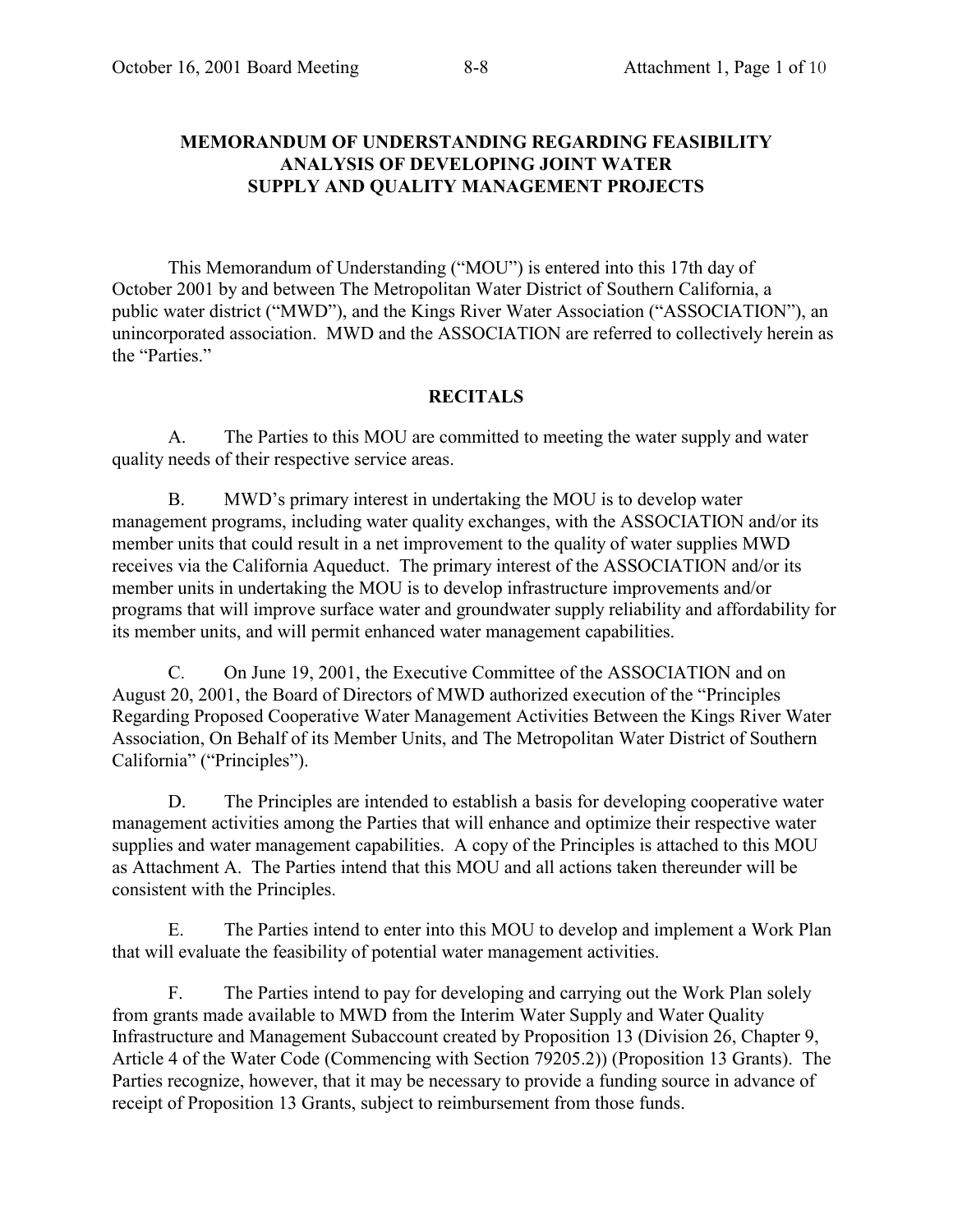**MEMORANDUM OF UNDERSTANDING REGARDING FEASIBILITY ANALYSIS OF DEVELOPING JOINT WATER SUPPLY AND QUALITY MANAGEMENT PROJECTS**

This Memorandum of Understanding ("MOU") is entered into this 17th day of October 2001 by and between The Metropolitan Water District of Southern California, a public water district ("MWD"), and the Kings River Water Association ("ASSOCIATION"), an unincorporated association. MWD and the ASSOCIATION are referred to collectively herein as the "Parties."

**RECITALS**

A. The Parties to this MOU are committed to meeting the water supply and water quality needs of their respective service areas.

B. MWD's primary interest in undertaking the MOU is to develop water management programs, including water quality exchanges, with the ASSOCIATION and/or its member units that could result in a net improvement to the quality of water supplies MWD receives via the California Aqueduct. The primary interest of the ASSOCIATION and/or its member units in undertaking the MOU is to develop infrastructure improvements and/or programs that will improve surface water and groundwater supply reliability and affordability for its member units, and will permit enhanced water management capabilities.

C. On June 19, 2001, the Executive Committee of the ASSOCIATION and on August 20, 2001, the Board of Directors of MWD authorized execution of the "Principles Regarding Proposed Cooperative Water Management Activities Between the Kings River Water Association, On Behalf of its Member Units, and The Metropolitan Water District of Southern California" ("Principles").

D. The Principles are intended to establish a basis for developing cooperative water management activities among the Parties that will enhance and optimize their respective water supplies and water management capabilities. A copy of the Principles is attached to this MOU as Attachment A. The Parties intend that this MOU and all actions taken thereunder will be consistent with the Principles.

E. The Parties intend to enter into this MOU to develop and implement a Work Plan that will evaluate the feasibility of potential water management activities.

F. The Parties intend to pay for developing and carrying out the Work Plan solely from grants made available to MWD from the Interim Water Supply and Water Quality Infrastructure and Management Subaccount created by Proposition 13 (Division 26, Chapter 9, Article 4 of the Water Code (Commencing with Section 79205.2)) (Proposition 13 Grants). The Parties recognize, however, that it may be necessary to provide a funding source in advance of receipt of Proposition 13 Grants, subject to reimbursement from those funds.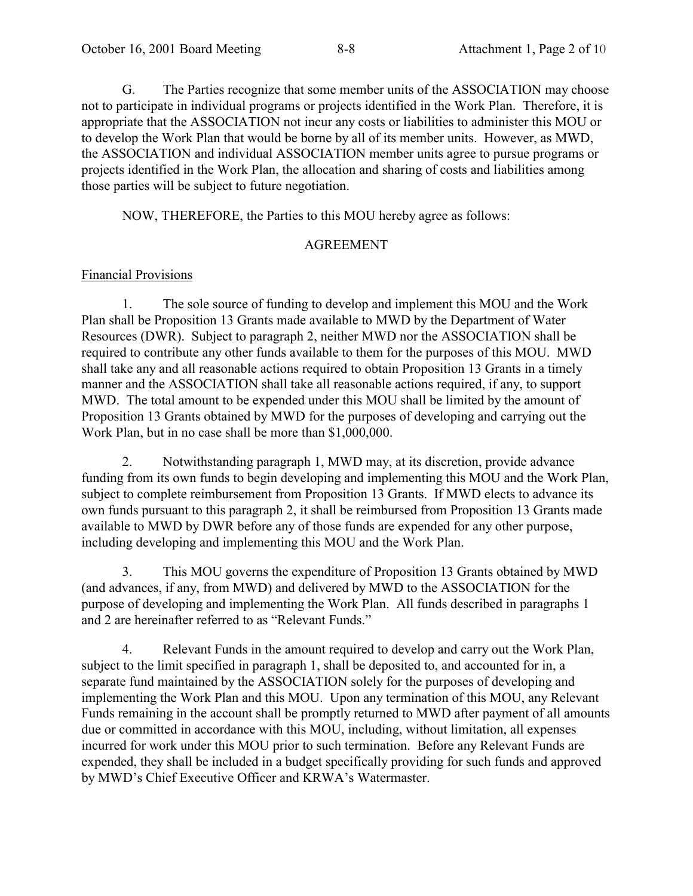G. The Parties recognize that some member units of the ASSOCIATION may choose not to participate in individual programs or projects identified in the Work Plan. Therefore, it is appropriate that the ASSOCIATION not incur any costs or liabilities to administer this MOU or to develop the Work Plan that would be borne by all of its member units. However, as MWD, the ASSOCIATION and individual ASSOCIATION member units agree to pursue programs or projects identified in the Work Plan, the allocation and sharing of costs and liabilities among those parties will be subject to future negotiation.

NOW, THEREFORE, the Parties to this MOU hereby agree as follows:

AGREEMENT

Financial Provisions

1. The sole source of funding to develop and implement this MOU and the Work Plan shall be Proposition 13 Grants made available to MWD by the Department of Water Resources (DWR). Subject to paragraph 2, neither MWD nor the ASSOCIATION shall be required to contribute any other funds available to them for the purposes of this MOU. MWD shall take any and all reasonable actions required to obtain Proposition 13 Grants in a timely manner and the ASSOCIATION shall take all reasonable actions required, if any, to support MWD. The total amount to be expended under this MOU shall be limited by the amount of Proposition 13 Grants obtained by MWD for the purposes of developing and carrying out the Work Plan, but in no case shall be more than $1,000,000.

2. Notwithstanding paragraph 1, MWD may, at its discretion, provide advance funding from its own funds to begin developing and implementing this MOU and the Work Plan, subject to complete reimbursement from Proposition 13 Grants. If MWD elects to advance its own funds pursuant to this paragraph 2, it shall be reimbursed from Proposition 13 Grants made available to MWD by DWR before any of those funds are expended for any other purpose, including developing and implementing this MOU and the Work Plan.

3. This MOU governs the expenditure of Proposition 13 Grants obtained by MWD (and advances, if any, from MWD) and delivered by MWD to the ASSOCIATION for the purpose of developing and implementing the Work Plan. All funds described in paragraphs 1 and 2 are hereinafter referred to as "Relevant Funds."

4. Relevant Funds in the amount required to develop and carry out the Work Plan, subject to the limit specified in paragraph 1, shall be deposited to, and accounted for in, a separate fund maintained by the ASSOCIATION solely for the purposes of developing and implementing the Work Plan and this MOU. Upon any termination of this MOU, any Relevant Funds remaining in the account shall be promptly returned to MWD after payment of all amounts due or committed in accordance with this MOU, including, without limitation, all expenses incurred for work under this MOU prior to such termination. Before any Relevant Funds are expended, they shall be included in a budget specifically providing for such funds and approved by MWD's Chief Executive Officer and KRWA's Watermaster.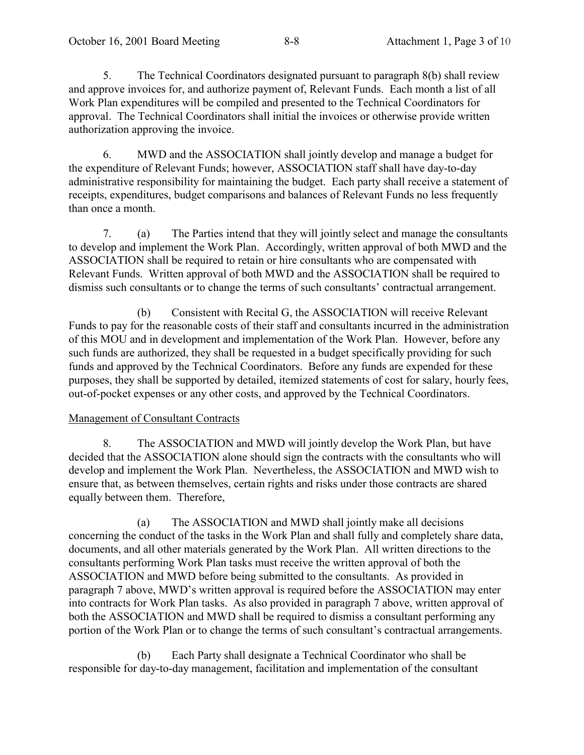5. The Technical Coordinators designated pursuant to paragraph 8(b) shall review and approve invoices for, and authorize payment of, Relevant Funds. Each month a list of all Work Plan expenditures will be compiled and presented to the Technical Coordinators for approval. The Technical Coordinators shall initial the invoices or otherwise provide written authorization approving the invoice.

6. MWD and the ASSOCIATION shall jointly develop and manage a budget for the expenditure of Relevant Funds; however, ASSOCIATION staff shall have day-to-day administrative responsibility for maintaining the budget. Each party shall receive a statement of receipts, expenditures, budget comparisons and balances of Relevant Funds no less frequently than once a month.

7. (a) The Parties intend that they will jointly select and manage the consultants to develop and implement the Work Plan. Accordingly, written approval of both MWD and the ASSOCIATION shall be required to retain or hire consultants who are compensated with Relevant Funds. Written approval of both MWD and the ASSOCIATION shall be required to dismiss such consultants or to change the terms of such consultants' contractual arrangement.

(b) Consistent with Recital G, the ASSOCIATION will receive Relevant Funds to pay for the reasonable costs of their staff and consultants incurred in the administration of this MOU and in development and implementation of the Work Plan. However, before any such funds are authorized, they shall be requested in a budget specifically providing for such funds and approved by the Technical Coordinators. Before any funds are expended for these purposes, they shall be supported by detailed, itemized statements of cost for salary, hourly fees, out-of-pocket expenses or any other costs, and approved by the Technical Coordinators.

Management of Consultant Contracts

8. The ASSOCIATION and MWD will jointly develop the Work Plan, but have decided that the ASSOCIATION alone should sign the contracts with the consultants who will develop and implement the Work Plan. Nevertheless, the ASSOCIATION and MWD wish to ensure that, as between themselves, certain rights and risks under those contracts are shared equally between them. Therefore,

(a) The ASSOCIATION and MWD shall jointly make all decisions concerning the conduct of the tasks in the Work Plan and shall fully and completely share data, documents, and all other materials generated by the Work Plan. All written directions to the consultants performing Work Plan tasks must receive the written approval of both the ASSOCIATION and MWD before being submitted to the consultants. As provided in paragraph 7 above, MWD's written approval is required before the ASSOCIATION may enter into contracts for Work Plan tasks. As also provided in paragraph 7 above, written approval of both the ASSOCIATION and MWD shall be required to dismiss a consultant performing any portion of the Work Plan or to change the terms of such consultant's contractual arrangements.

(b) Each Party shall designate a Technical Coordinator who shall be responsible for day-to-day management, facilitation and implementation of the consultant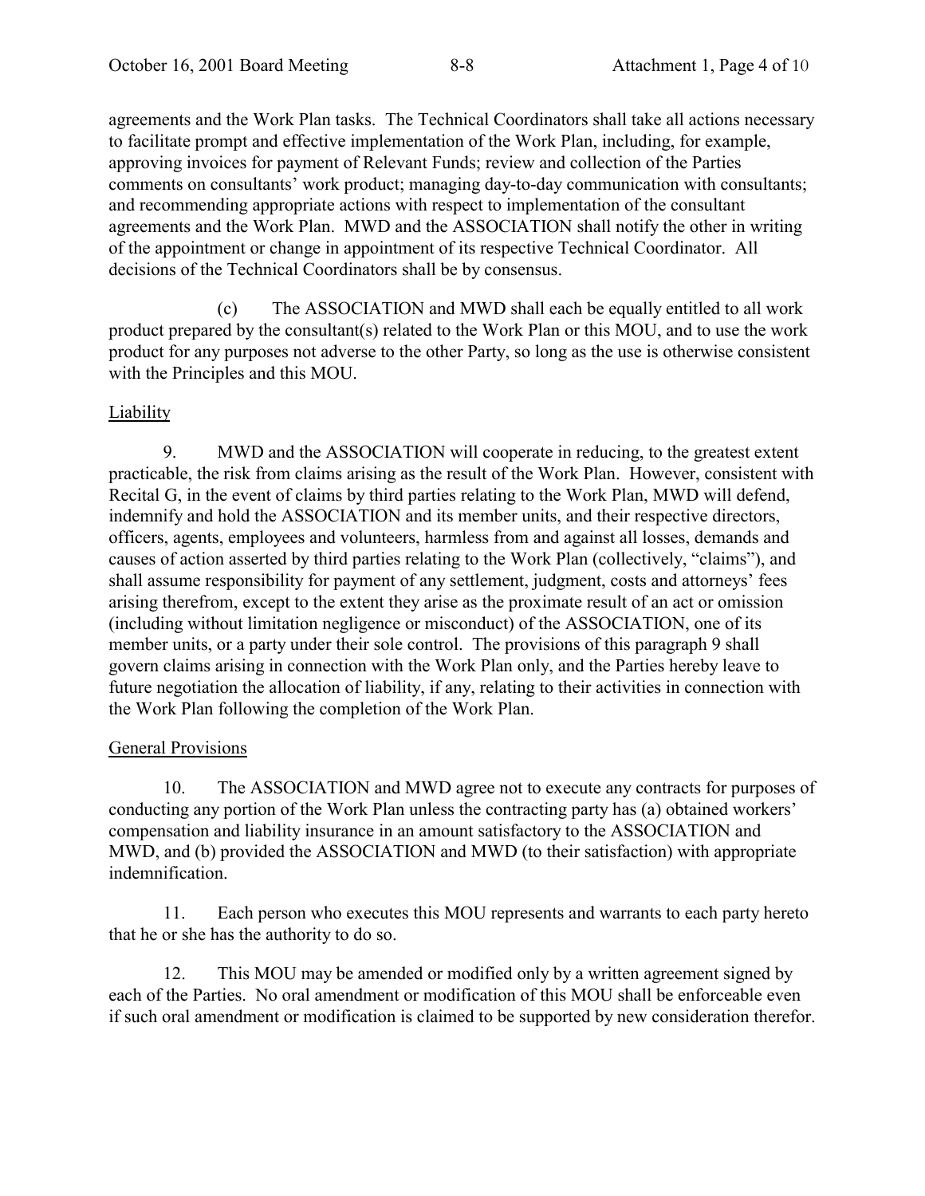agreements and the Work Plan tasks. The Technical Coordinators shall take all actions necessary to facilitate prompt and effective implementation of the Work Plan, including, for example, approving invoices for payment of Relevant Funds; review and collection of the Parties comments on consultants' work product; managing day-to-day communication with consultants; and recommending appropriate actions with respect to implementation of the consultant agreements and the Work Plan. MWD and the ASSOCIATION shall notify the other in writing of the appointment or change in appointment of its respective Technical Coordinator. All decisions of the Technical Coordinators shall be by consensus.

(c) The ASSOCIATION and MWD shall each be equally entitled to all work product prepared by the consultant(s) related to the Work Plan or this MOU, and to use the work product for any purposes not adverse to the other Party, so long as the use is otherwise consistent with the Principles and this MOU.

Liability

9. MWD and the ASSOCIATION will cooperate in reducing, to the greatest extent practicable, the risk from claims arising as the result of the Work Plan. However, consistent with Recital G, in the event of claims by third parties relating to the Work Plan, MWD will defend, indemnify and hold the ASSOCIATION and its member units, and their respective directors, officers, agents, employees and volunteers, harmless from and against all losses, demands and causes of action asserted by third parties relating to the Work Plan (collectively, "claims"), and shall assume responsibility for payment of any settlement, judgment, costs and attorneys' fees arising therefrom, except to the extent they arise as the proximate result of an act or omission (including without limitation negligence or misconduct) of the ASSOCIATION, one of its member units, or a party under their sole control. The provisions of this paragraph 9 shall govern claims arising in connection with the Work Plan only, and the Parties hereby leave to future negotiation the allocation of liability, if any, relating to their activities in connection with the Work Plan following the completion of the Work Plan.

General Provisions

10. The ASSOCIATION and MWD agree not to execute any contracts for purposes of conducting any portion of the Work Plan unless the contracting party has (a) obtained workers' compensation and liability insurance in an amount satisfactory to the ASSOCIATION and MWD, and (b) provided the ASSOCIATION and MWD (to their satisfaction) with appropriate indemnification.

11. Each person who executes this MOU represents and warrants to each party hereto that he or she has the authority to do so.

12. This MOU may be amended or modified only by a written agreement signed by each of the Parties. No oral amendment or modification of this MOU shall be enforceable even if such oral amendment or modification is claimed to be supported by new consideration therefor.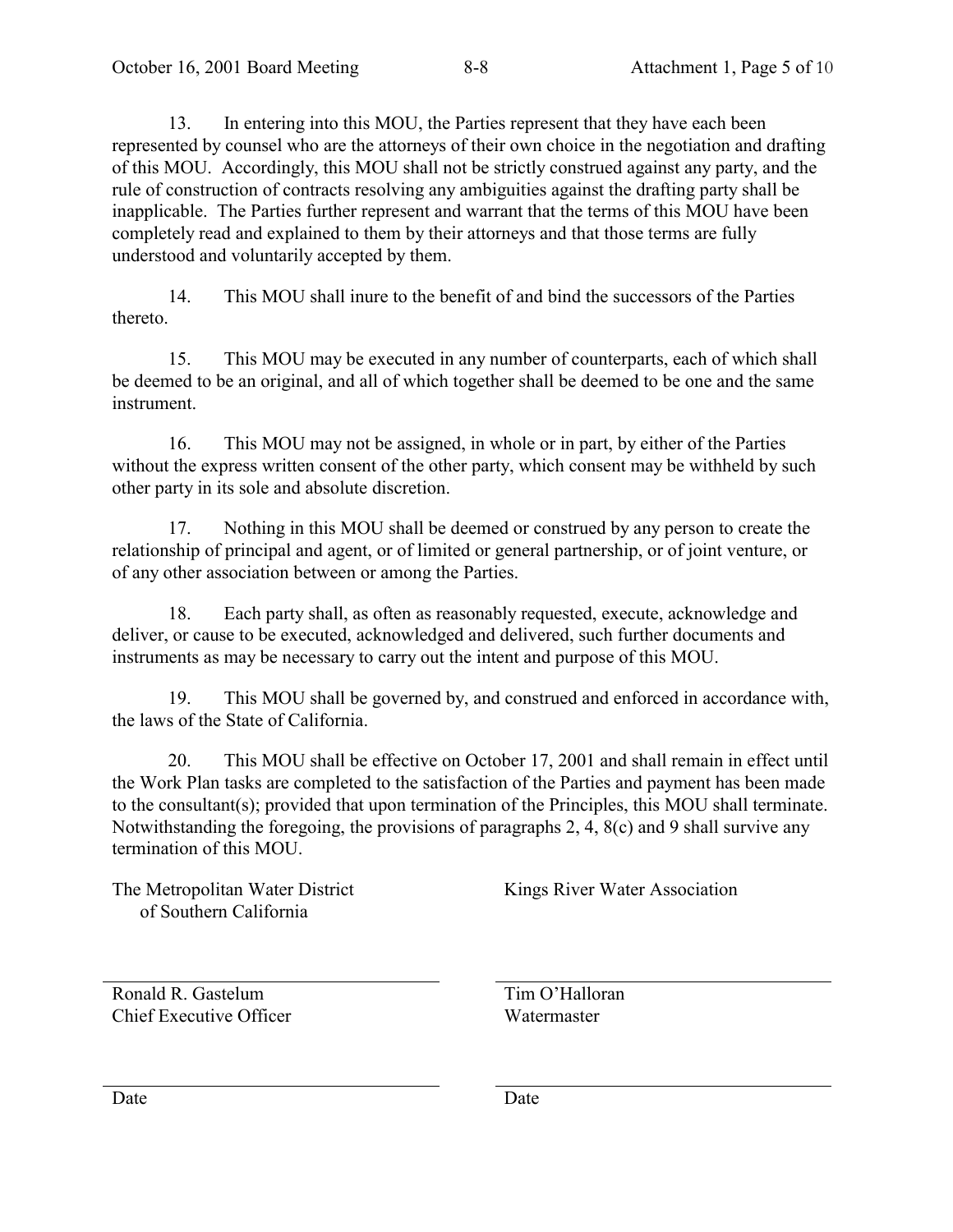13. In entering into this MOU, the Parties represent that they have each been represented by counsel who are the attorneys of their own choice in the negotiation and drafting of this MOU. Accordingly, this MOU shall not be strictly construed against any party, and the rule of construction of contracts resolving any ambiguities against the drafting party shall be inapplicable. The Parties further represent and warrant that the terms of this MOU have been completely read and explained to them by their attorneys and that those terms are fully understood and voluntarily accepted by them.

14. This MOU shall inure to the benefit of and bind the successors of the Parties thereto.

15. This MOU may be executed in any number of counterparts, each of which shall be deemed to be an original, and all of which together shall be deemed to be one and the same instrument.

16. This MOU may not be assigned, in whole or in part, by either of the Parties without the express written consent of the other party, which consent may be withheld by such other party in its sole and absolute discretion.

17. Nothing in this MOU shall be deemed or construed by any person to create the relationship of principal and agent, or of limited or general partnership, or of joint venture, or of any other association between or among the Parties.

18. Each party shall, as often as reasonably requested, execute, acknowledge and deliver, or cause to be executed, acknowledged and delivered, such further documents and instruments as may be necessary to carry out the intent and purpose of this MOU.

19. This MOU shall be governed by, and construed and enforced in accordance with, the laws of the State of California.

20. This MOU shall be effective on October 17, 2001 and shall remain in effect until the Work Plan tasks are completed to the satisfaction of the Parties and payment has been made to the consultant(s); provided that upon termination of the Principles, this MOU shall terminate. Notwithstanding the foregoing, the provisions of paragraphs 2, 4, 8(c) and 9 shall survive any termination of this MOU.

The Metropolitan Water District of Southern California

\_\_\_\_\_\_\_\_\_\_\_\_\_\_\_\_\_\_\_\_\_\_\_\_\_\_\_\_\_\_

Ronald R. Gastelum
Chief Executive Officer

\_\_\_\_\_\_\_\_\_\_\_\_\_\_\_\_\_\_\_\_\_\_\_\_\_\_\_\_\_\_

Date

Kings River Water Association

\_\_\_\_\_\_\_\_\_\_\_\_\_\_\_\_\_\_\_\_\_\_\_\_\_\_\_\_\_\_

Tim O'Halloran
Watermaster

\_\_\_\_\_\_\_\_\_\_\_\_\_\_\_\_\_\_\_\_\_\_\_\_\_\_\_\_\_\_

Date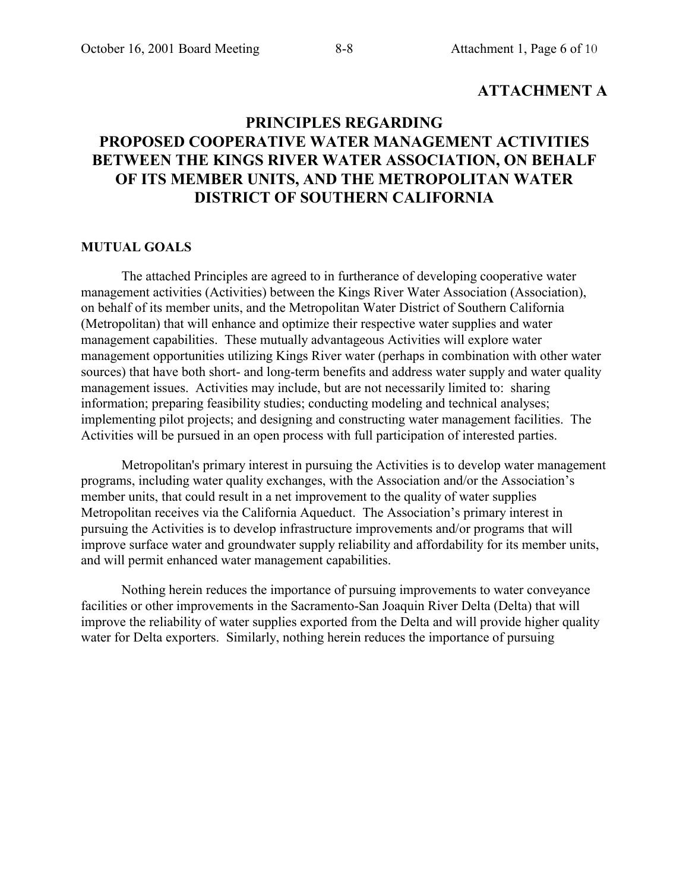**ATTACHMENT A**

# PRINCIPLES REGARDING PROPOSED COOPERATIVE WATER MANAGEMENT ACTIVITIES BETWEEN THE KINGS RIVER WATER ASSOCIATION, ON BEHALF OF ITS MEMBER UNITS, AND THE METROPOLITAN WATER DISTRICT OF SOUTHERN CALIFORNIA

## MUTUAL GOALS

The attached Principles are agreed to in furtherance of developing cooperative water management activities (Activities) between the Kings River Water Association (Association), on behalf of its member units, and the Metropolitan Water District of Southern California (Metropolitan) that will enhance and optimize their respective water supplies and water management capabilities. These mutually advantageous Activities will explore water management opportunities utilizing Kings River water (perhaps in combination with other water sources) that have both short- and long-term benefits and address water supply and water quality management issues. Activities may include, but are not necessarily limited to: sharing information; preparing feasibility studies; conducting modeling and technical analyses; implementing pilot projects; and designing and constructing water management facilities. The Activities will be pursued in an open process with full participation of interested parties.

Metropolitan's primary interest in pursuing the Activities is to develop water management programs, including water quality exchanges, with the Association and/or the Association's member units, that could result in a net improvement to the quality of water supplies Metropolitan receives via the California Aqueduct. The Association's primary interest in pursuing the Activities is to develop infrastructure improvements and/or programs that will improve surface water and groundwater supply reliability and affordability for its member units, and will permit enhanced water management capabilities.

Nothing herein reduces the importance of pursuing improvements to water conveyance facilities or other improvements in the Sacramento-San Joaquin River Delta (Delta) that will improve the reliability of water supplies exported from the Delta and will provide higher quality water for Delta exporters. Similarly, nothing herein reduces the importance of pursuing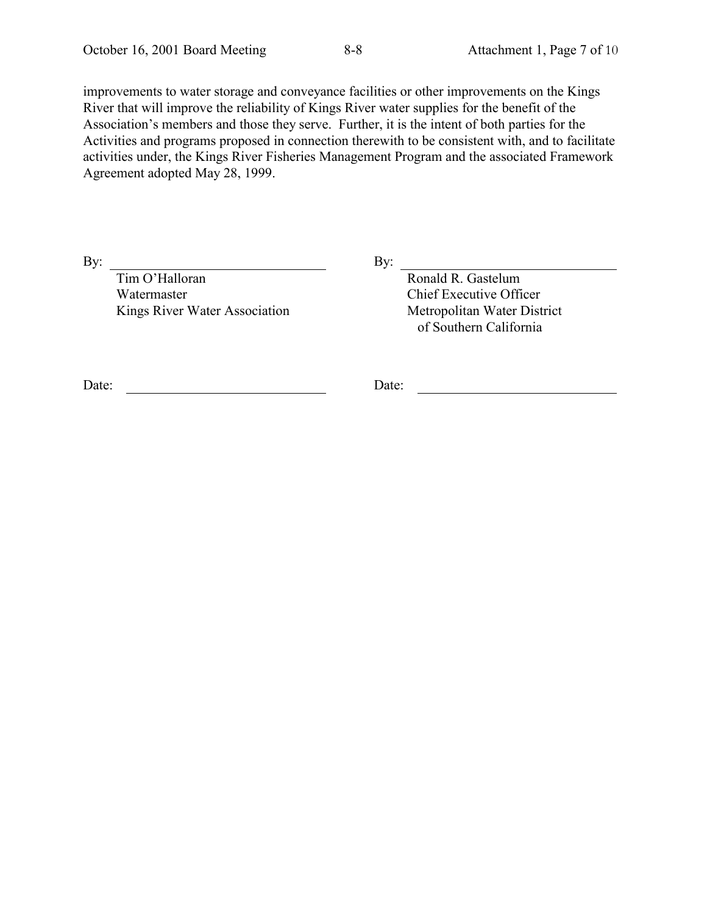improvements to water storage and conveyance facilities or other improvements on the Kings River that will improve the reliability of Kings River water supplies for the benefit of the Association's members and those they serve. Further, it is the intent of both parties for the Activities and programs proposed in connection therewith to be consistent with, and to facilitate activities under, the Kings River Fisheries Management Program and the associated Framework Agreement adopted May 28, 1999.

By: \_\_\_\_\_\_\_\_\_\_\_\_\_\_\_\_\_\_\_\_\_\_\_\_\_\_\_\_\_\_
Tim O'Halloran
Watermaster
Kings River Water Association

Date: \_\_\_\_\_\_\_\_\_\_\_\_\_\_\_\_\_\_\_\_\_\_\_\_\_\_\_\_

By: \_\_\_\_\_\_\_\_\_\_\_\_\_\_\_\_\_\_\_\_\_\_\_\_\_\_\_\_\_\_
Ronald R. Gastelum
Chief Executive Officer
Metropolitan Water District
of Southern California

Date: \_\_\_\_\_\_\_\_\_\_\_\_\_\_\_\_\_\_\_\_\_\_\_\_\_\_\_\_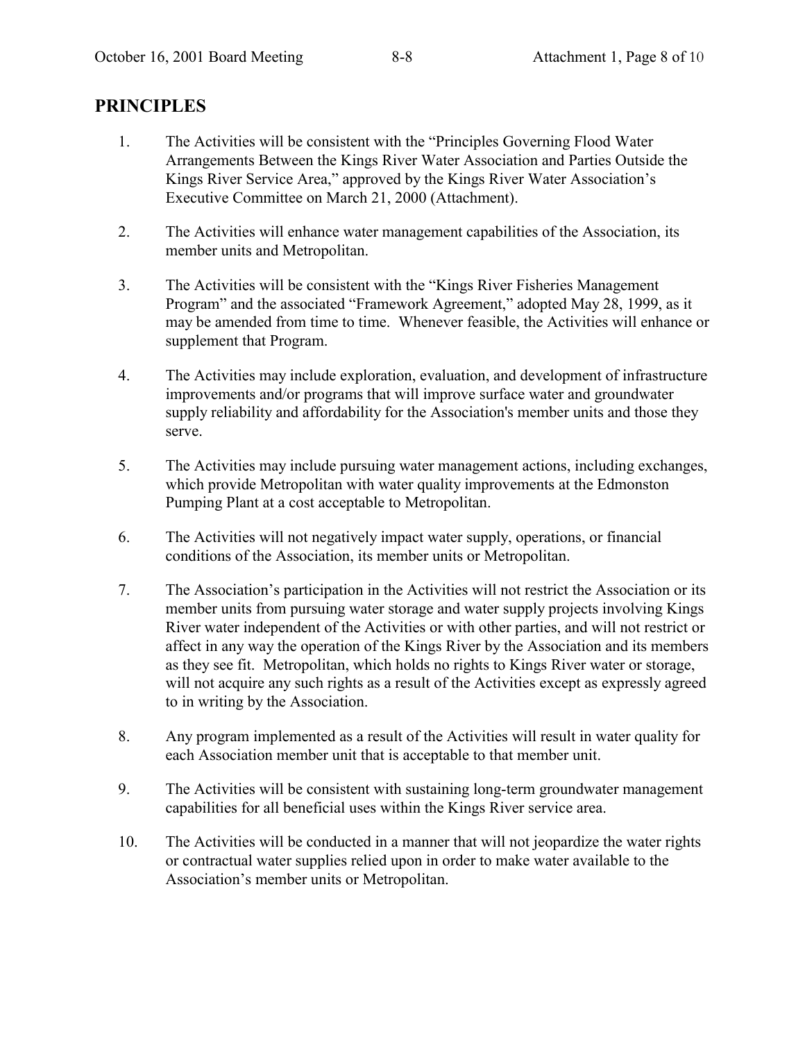## PRINCIPLES

1. The Activities will be consistent with the "Principles Governing Flood Water Arrangements Between the Kings River Water Association and Parties Outside the Kings River Service Area," approved by the Kings River Water Association's Executive Committee on March 21, 2000 (Attachment).

2. The Activities will enhance water management capabilities of the Association, its member units and Metropolitan.

3. The Activities will be consistent with the "Kings River Fisheries Management Program" and the associated "Framework Agreement," adopted May 28, 1999, as it may be amended from time to time. Whenever feasible, the Activities will enhance or supplement that Program.

4. The Activities may include exploration, evaluation, and development of infrastructure improvements and/or programs that will improve surface water and groundwater supply reliability and affordability for the Association's member units and those they serve.

5. The Activities may include pursuing water management actions, including exchanges, which provide Metropolitan with water quality improvements at the Edmonston Pumping Plant at a cost acceptable to Metropolitan.

6. The Activities will not negatively impact water supply, operations, or financial conditions of the Association, its member units or Metropolitan.

7. The Association's participation in the Activities will not restrict the Association or its member units from pursuing water storage and water supply projects involving Kings River water independent of the Activities or with other parties, and will not restrict or affect in any way the operation of the Kings River by the Association and its members as they see fit. Metropolitan, which holds no rights to Kings River water or storage, will not acquire any such rights as a result of the Activities except as expressly agreed to in writing by the Association.

8. Any program implemented as a result of the Activities will result in water quality for each Association member unit that is acceptable to that member unit.

9. The Activities will be consistent with sustaining long-term groundwater management capabilities for all beneficial uses within the Kings River service area.

10. The Activities will be conducted in a manner that will not jeopardize the water rights or contractual water supplies relied upon in order to make water available to the Association's member units or Metropolitan.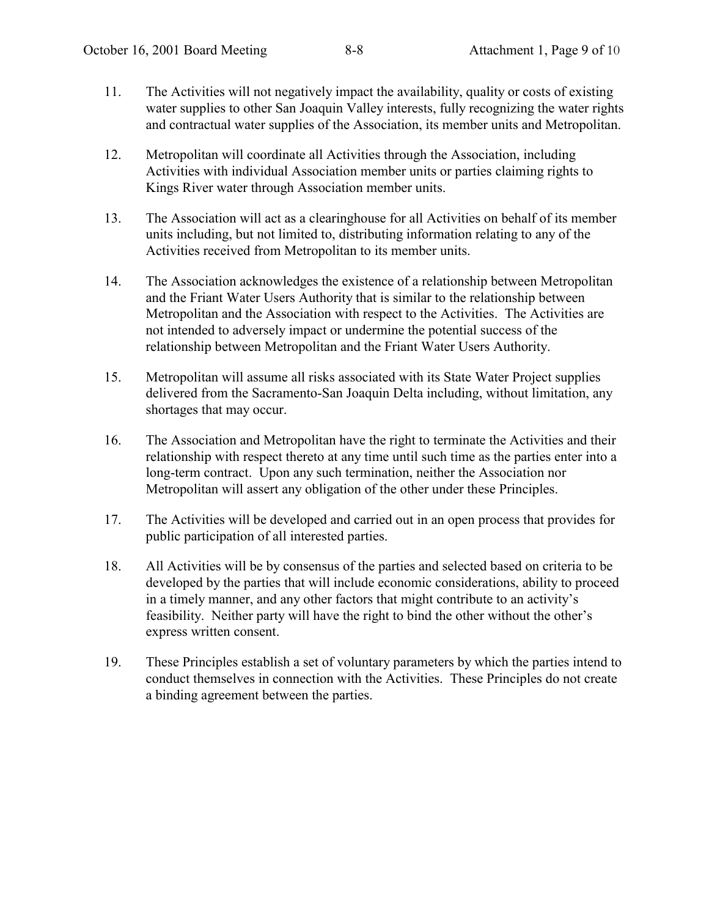11. The Activities will not negatively impact the availability, quality or costs of existing water supplies to other San Joaquin Valley interests, fully recognizing the water rights and contractual water supplies of the Association, its member units and Metropolitan.

12. Metropolitan will coordinate all Activities through the Association, including Activities with individual Association member units or parties claiming rights to Kings River water through Association member units.

13. The Association will act as a clearinghouse for all Activities on behalf of its member units including, but not limited to, distributing information relating to any of the Activities received from Metropolitan to its member units.

14. The Association acknowledges the existence of a relationship between Metropolitan and the Friant Water Users Authority that is similar to the relationship between Metropolitan and the Association with respect to the Activities. The Activities are not intended to adversely impact or undermine the potential success of the relationship between Metropolitan and the Friant Water Users Authority.

15. Metropolitan will assume all risks associated with its State Water Project supplies delivered from the Sacramento-San Joaquin Delta including, without limitation, any shortages that may occur.

16. The Association and Metropolitan have the right to terminate the Activities and their relationship with respect thereto at any time until such time as the parties enter into a long-term contract. Upon any such termination, neither the Association nor Metropolitan will assert any obligation of the other under these Principles.

17. The Activities will be developed and carried out in an open process that provides for public participation of all interested parties.

18. All Activities will be by consensus of the parties and selected based on criteria to be developed by the parties that will include economic considerations, ability to proceed in a timely manner, and any other factors that might contribute to an activity's feasibility. Neither party will have the right to bind the other without the other's express written consent.

19. These Principles establish a set of voluntary parameters by which the parties intend to conduct themselves in connection with the Activities. These Principles do not create a binding agreement between the parties.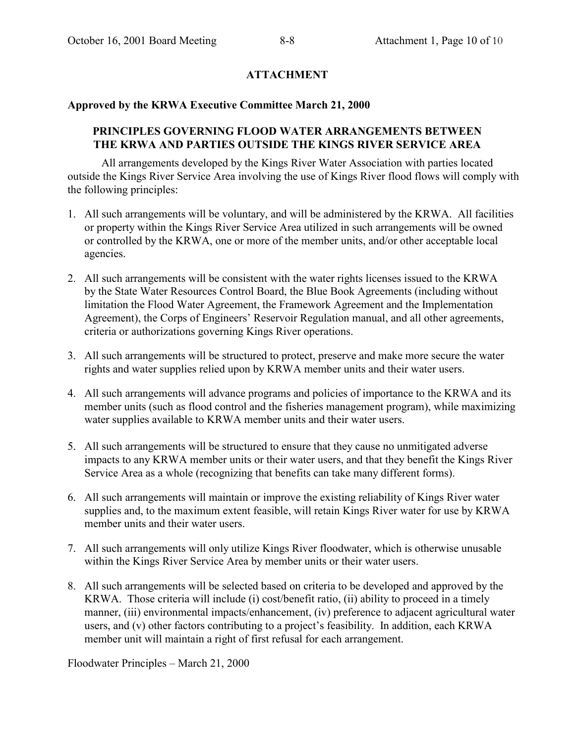## ATTACHMENT

**Approved by the KRWA Executive Committee March 21, 2000**

### PRINCIPLES GOVERNING FLOOD WATER ARRANGEMENTS BETWEEN THE KRWA AND PARTIES OUTSIDE THE KINGS RIVER SERVICE AREA

All arrangements developed by the Kings River Water Association with parties located outside the Kings River Service Area involving the use of Kings River flood flows will comply with the following principles:

1. All such arrangements will be voluntary, and will be administered by the KRWA. All facilities or property within the Kings River Service Area utilized in such arrangements will be owned or controlled by the KRWA, one or more of the member units, and/or other acceptable local agencies.

2. All such arrangements will be consistent with the water rights licenses issued to the KRWA by the State Water Resources Control Board, the Blue Book Agreements (including without limitation the Flood Water Agreement, the Framework Agreement and the Implementation Agreement), the Corps of Engineers' Reservoir Regulation manual, and all other agreements, criteria or authorizations governing Kings River operations.

3. All such arrangements will be structured to protect, preserve and make more secure the water rights and water supplies relied upon by KRWA member units and their water users.

4. All such arrangements will advance programs and policies of importance to the KRWA and its member units (such as flood control and the fisheries management program), while maximizing water supplies available to KRWA member units and their water users.

5. All such arrangements will be structured to ensure that they cause no unmitigated adverse impacts to any KRWA member units or their water users, and that they benefit the Kings River Service Area as a whole (recognizing that benefits can take many different forms).

6. All such arrangements will maintain or improve the existing reliability of Kings River water supplies and, to the maximum extent feasible, will retain Kings River water for use by KRWA member units and their water users.

7. All such arrangements will only utilize Kings River floodwater, which is otherwise unusable within the Kings River Service Area by member units or their water users.

8. All such arrangements will be selected based on criteria to be developed and approved by the KRWA. Those criteria will include (i) cost/benefit ratio, (ii) ability to proceed in a timely manner, (iii) environmental impacts/enhancement, (iv) preference to adjacent agricultural water users, and (v) other factors contributing to a project's feasibility. In addition, each KRWA member unit will maintain a right of first refusal for each arrangement.

Floodwater Principles – March 21, 2000